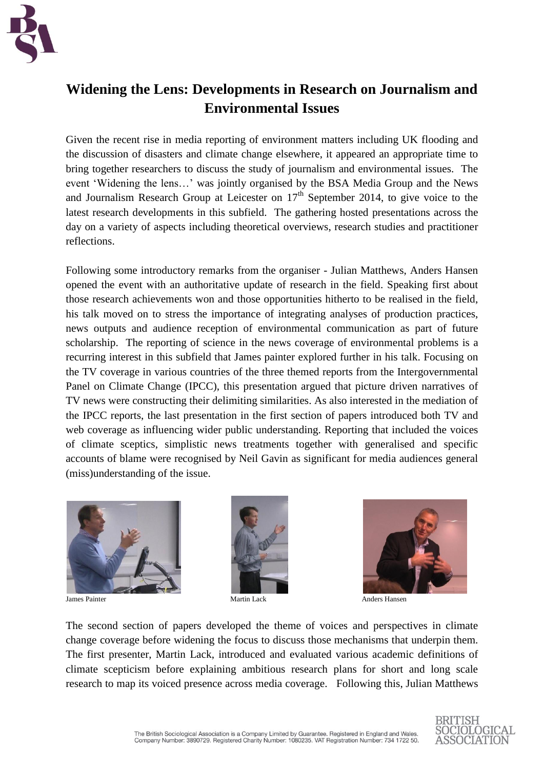# Widening the Lens: Developments in Research on Journalism and Environmental Issues

Given the recent rise in media reporting of environment matters including UK flooding and the discussion of disasters and climate change elsewhere, it appeared an appropriate time to bring together researchers to discuss the study of journalism and environmental issues. The event 'Widening the lens…' was jointly organised by the BSA Media Group and the News and Journalism Research Group at Leicester on 17th September 2014, to give voice to the latest research developments in this subfield. The gathering hosted presentations across the day on a variety of aspects including theoretical overviews, research studies and practitioner reflections.

Following some introductory remarks from the organiser - Julian Matthews, Anders Hansen opened the event with an authoritative update of research in the field. Speaking first about those research achievements won and those opportunities hitherto to be realised in the field, his talk moved on to stress the importance of integrating analyses of production practices, news outputs and audience reception of environmental communication as part of future scholarship. The reporting of science in the news coverage of environmental problems is a recurring interest in this subfield that James painter explored further in his talk. Focusing on the TV coverage in various countries of the three themed reports from the Intergovernmental Panel on Climate Change (IPCC), this presentation argued that picture driven narratives of TV news were constructing their delimiting similarities. As also interested in the mediation of the IPCC reports, the last presentation in the first section of papers introduced both TV and web coverage as influencing wider public understanding. Reporting that included the voices of climate sceptics, simplistic news treatments together with generalised and specific accounts of blame were recognised by Neil Gavin as significant for media audiences general (miss)understanding of the issue.

James Painter

Martin Lack

Anders Hansen

The second section of papers developed the theme of voices and perspectives in climate change coverage before widening the focus to discuss those mechanisms that underpin them. The first presenter, Martin Lack, introduced and evaluated various academic definitions of climate scepticism before explaining ambitious research plans for short and long scale research to map its voiced presence across media coverage. Following this, Julian Matthews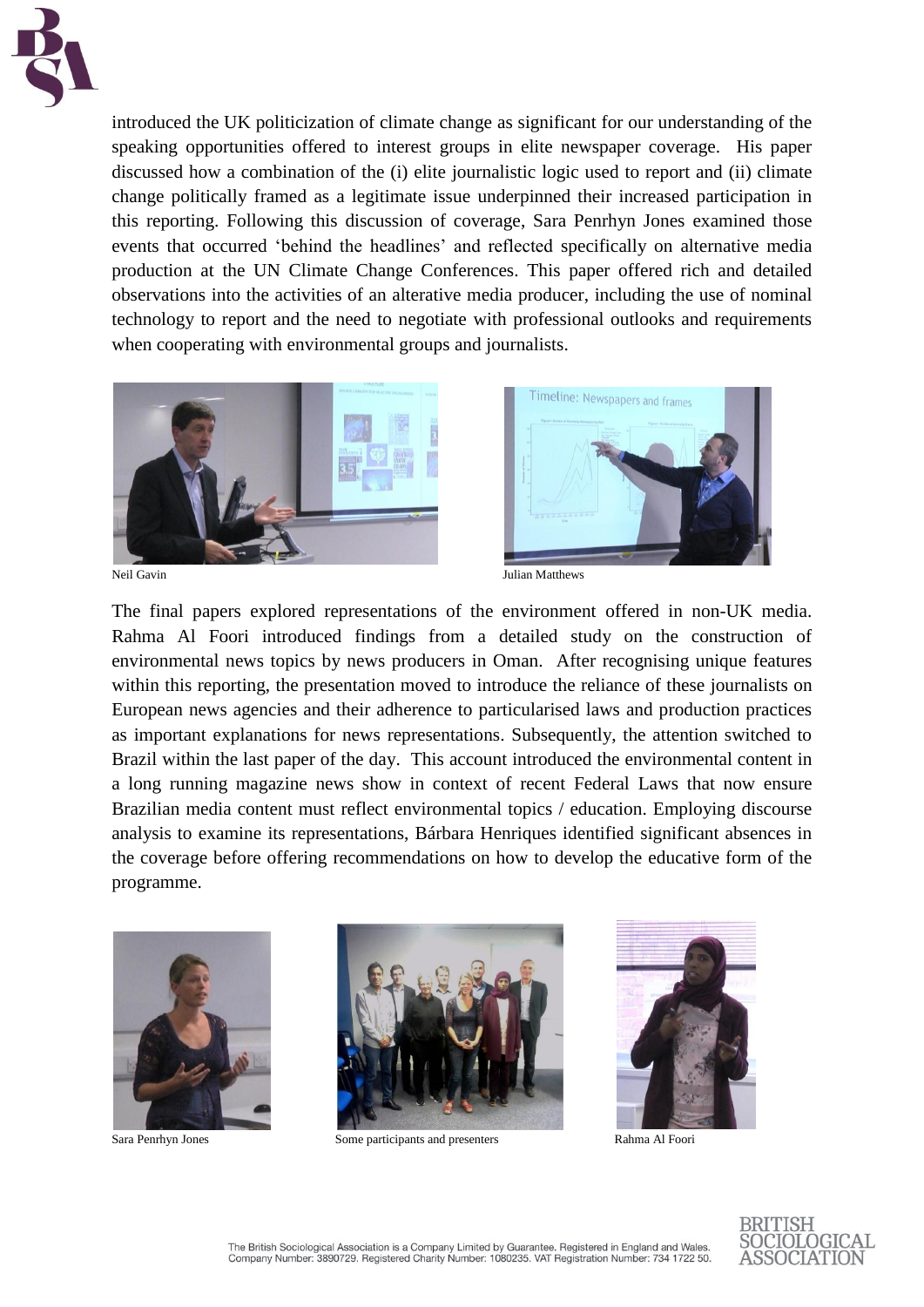introduced the UK politicization of climate change as significant for our understanding of the speaking opportunities offered to interest groups in elite newspaper coverage. His paper discussed how a combination of the (i) elite journalistic logic used to report and (ii) climate change politically framed as a legitimate issue underpinned their increased participation in this reporting. Following this discussion of coverage, Sara Penrhyn Jones examined those events that occurred 'behind the headlines' and reflected specifically on alternative media production at the UN Climate Change Conferences. This paper offered rich and detailed observations into the activities of an alterative media producer, including the use of nominal technology to report and the need to negotiate with professional outlooks and requirements when cooperating with environmental groups and journalists.

Neil Gavin

Julian Matthews

The final papers explored representations of the environment offered in non-UK media. Rahma Al Foori introduced findings from a detailed study on the construction of environmental news topics by news producers in Oman. After recognising unique features within this reporting, the presentation moved to introduce the reliance of these journalists on European news agencies and their adherence to particularised laws and production practices as important explanations for news representations. Subsequently, the attention switched to Brazil within the last paper of the day. This account introduced the environmental content in a long running magazine news show in context of recent Federal Laws that now ensure Brazilian media content must reflect environmental topics / education. Employing discourse analysis to examine its representations, Bárbara Henriques identified significant absences in the coverage before offering recommendations on how to develop the educative form of the programme.

Sara Penrhyn Jones

Some participants and presenters

Rahma Al Foori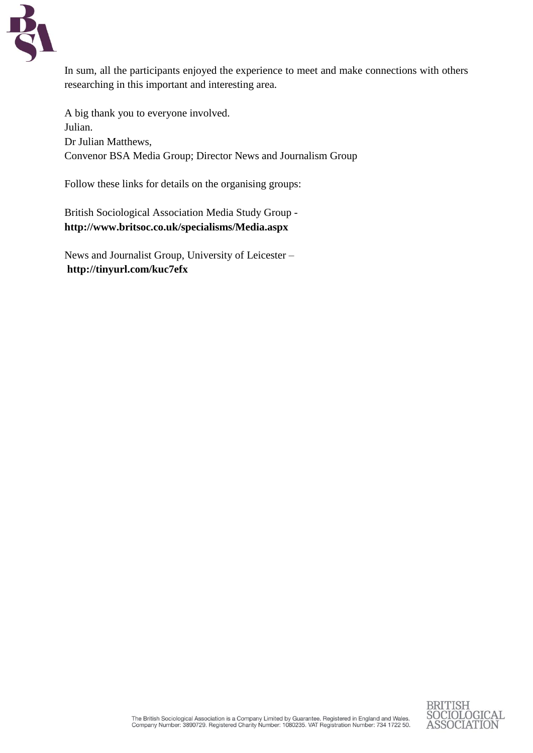In sum, all the participants enjoyed the experience to meet and make connections with others researching in this important and interesting area.

A big thank you to everyone involved.
Julian.
Dr Julian Matthews,
Convenor BSA Media Group; Director News and Journalism Group

Follow these links for details on the organising groups:

British Sociological Association Media Study Group -
**http://www.britsoc.co.uk/specialisms/Media.aspx**

News and Journalist Group, University of Leicester –
**http://tinyurl.com/kuc7efx**